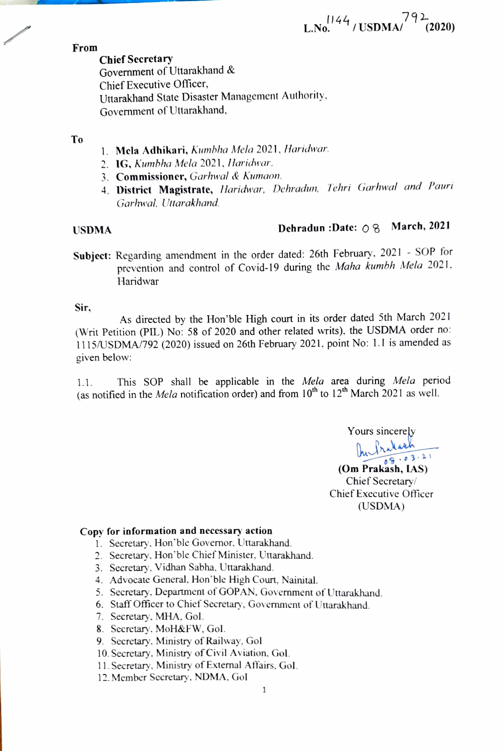L.No. 1144 / USDMA/ 792 (2020)

**From**

**Chief Secretary**
Government of Uttarakhand &
Chief Executive Officer,
Uttarakhand State Disaster Management Authority,
Government of Uttarakhand,

**To**

1. **Mela Adhikari,** *Kumbha Mela* 2021, *Haridwar.*
2. **IG,** *Kumbha Mela* 2021, *Haridwar.*
3. **Commissioner,** *Garhwal & Kumaon.*
4. **District Magistrate,** *Haridwar, Dehradun, Tehri Garhwal and Pauri Garhwal, Uttarakhand.*

**USDMA** **Dehradun :Date:** 08 **March, 2021**

**Subject:** Regarding amendment in the order dated: 26th February, 2021 - SOP for prevention and control of Covid-19 during the *Maha kumbh Mela* 2021, Haridwar

**Sir,**

As directed by the Hon'ble High court in its order dated 5th March 2021 (Writ Petition (PIL) No: 58 of 2020 and other related writs), the USDMA order no: 1115/USDMA/792 (2020) issued on 26th February 2021, point No: 1.1 is amended as given below:

1.1. This SOP shall be applicable in the *Mela* area during *Mela* period (as notified in the *Mela* notification order) and from 10th to 12th March 2021 as well.

Yours sincerely

08.03.21

**(Om Prakash, IAS)**
Chief Secretary/
Chief Executive Officer
(USDMA)

**Copy for information and necessary action**

1. Secretary, Hon'ble Governor, Uttarakhand.
2. Secretary, Hon'ble Chief Minister, Uttarakhand.
3. Secretary, Vidhan Sabha, Uttarakhand.
4. Advocate General, Hon'ble High Court, Nainital.
5. Secretary, Department of GOPAN, Government of Uttarakhand.
6. Staff Officer to Chief Secretary, Government of Uttarakhand.
7. Secretary, MHA, GoI.
8. Secretary, MoH&FW, GoI.
9. Secretary, Ministry of Railway, GoI
10. Secretary, Ministry of Civil Aviation, GoI.
11. Secretary, Ministry of External Affairs, GoI.
12. Member Secretary, NDMA, GoI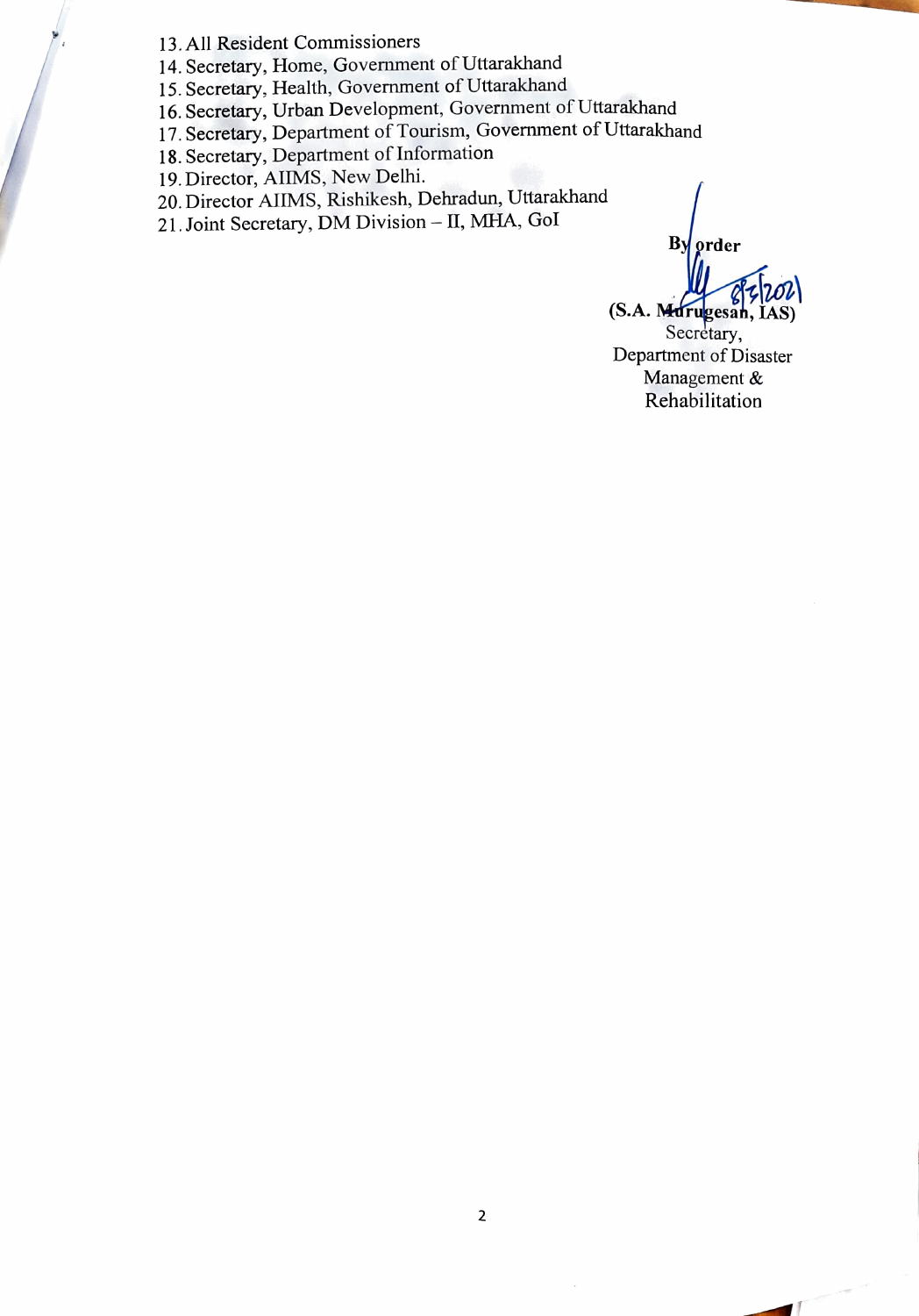13. All Resident Commissioners
14. Secretary, Home, Government of Uttarakhand
15. Secretary, Health, Government of Uttarakhand
16. Secretary, Urban Development, Government of Uttarakhand
17. Secretary, Department of Tourism, Government of Uttarakhand
18. Secretary, Department of Information
19. Director, AIIMS, New Delhi.
20. Director AIIMS, Rishikesh, Dehradun, Uttarakhand
21. Joint Secretary, DM Division – II, MHA, GoI

**By order**

8/3/2021

**(S.A. Murugesan, IAS)**
Secretary,
Department of Disaster
Management &
Rehabilitation